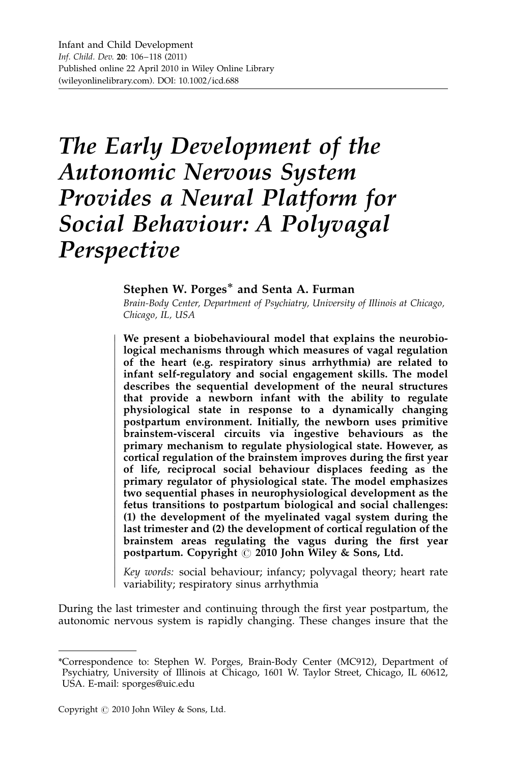# The Early Development of the Autonomic Nervous System Provides a Neural Platform for Social Behaviour: A Polyvagal Perspective

**Stephen W. Porges*** **and Senta A. Furman**

*Brain-Body Center, Department of Psychiatry, University of Illinois at Chicago, Chicago, IL, USA*

**We present a biobehavioural model that explains the neurobiological mechanisms through which measures of vagal regulation of the heart (e.g. respiratory sinus arrhythmia) are related to infant self-regulatory and social engagement skills. The model describes the sequential development of the neural structures that provide a newborn infant with the ability to regulate physiological state in response to a dynamically changing postpartum environment. Initially, the newborn uses primitive brainstem-visceral circuits via ingestive behaviours as the primary mechanism to regulate physiological state. However, as cortical regulation of the brainstem improves during the first year of life, reciprocal social behaviour displaces feeding as the primary regulator of physiological state. The model emphasizes two sequential phases in neurophysiological development as the fetus transitions to postpartum biological and social challenges: (1) the development of the myelinated vagal system during the last trimester and (2) the development of cortical regulation of the brainstem areas regulating the vagus during the first year postpartum. Copyright © 2010 John Wiley & Sons, Ltd.**

*Key words:* social behaviour; infancy; polyvagal theory; heart rate variability; respiratory sinus arrhythmia

During the last trimester and continuing through the first year postpartum, the autonomic nervous system is rapidly changing. These changes insure that the

---

*Correspondence to: Stephen W. Porges, Brain-Body Center (MC912), Department of Psychiatry, University of Illinois at Chicago, 1601 W. Taylor Street, Chicago, IL 60612, USA. E-mail: sporges@uic.edu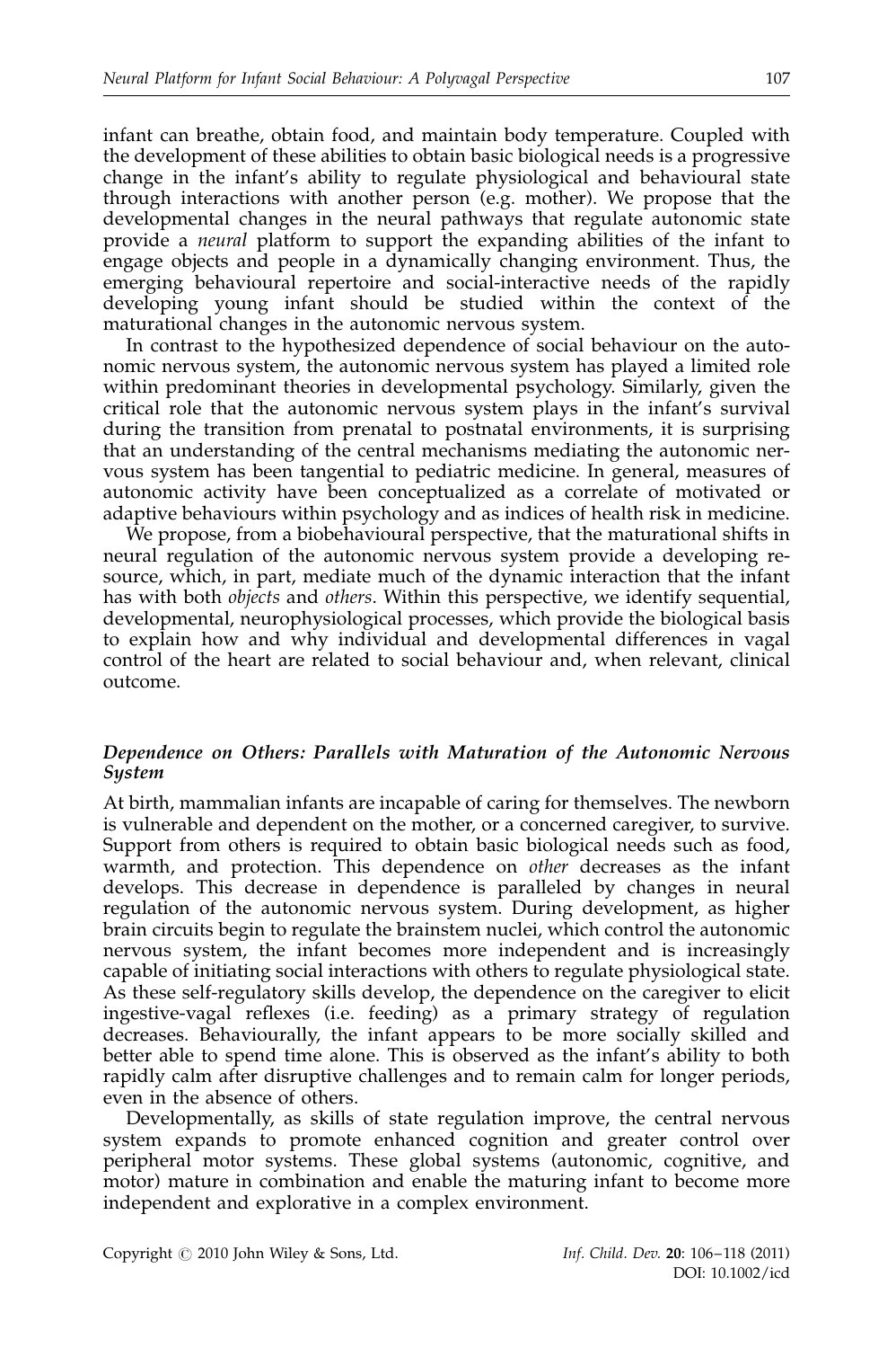infant can breathe, obtain food, and maintain body temperature. Coupled with the development of these abilities to obtain basic biological needs is a progressive change in the infant's ability to regulate physiological and behavioural state through interactions with another person (e.g. mother). We propose that the developmental changes in the neural pathways that regulate autonomic state provide a *neural* platform to support the expanding abilities of the infant to engage objects and people in a dynamically changing environment. Thus, the emerging behavioural repertoire and social-interactive needs of the rapidly developing young infant should be studied within the context of the maturational changes in the autonomic nervous system.

In contrast to the hypothesized dependence of social behaviour on the autonomic nervous system, the autonomic nervous system has played a limited role within predominant theories in developmental psychology. Similarly, given the critical role that the autonomic nervous system plays in the infant's survival during the transition from prenatal to postnatal environments, it is surprising that an understanding of the central mechanisms mediating the autonomic nervous system has been tangential to pediatric medicine. In general, measures of autonomic activity have been conceptualized as a correlate of motivated or adaptive behaviours within psychology and as indices of health risk in medicine.

We propose, from a biobehavioural perspective, that the maturational shifts in neural regulation of the autonomic nervous system provide a developing resource, which, in part, mediate much of the dynamic interaction that the infant has with both *objects* and *others*. Within this perspective, we identify sequential, developmental, neurophysiological processes, which provide the biological basis to explain how and why individual and developmental differences in vagal control of the heart are related to social behaviour and, when relevant, clinical outcome.

### *Dependence on Others: Parallels with Maturation of the Autonomic Nervous System*

At birth, mammalian infants are incapable of caring for themselves. The newborn is vulnerable and dependent on the mother, or a concerned caregiver, to survive. Support from others is required to obtain basic biological needs such as food, warmth, and protection. This dependence on *other* decreases as the infant develops. This decrease in dependence is paralleled by changes in neural regulation of the autonomic nervous system. During development, as higher brain circuits begin to regulate the brainstem nuclei, which control the autonomic nervous system, the infant becomes more independent and is increasingly capable of initiating social interactions with others to regulate physiological state. As these self-regulatory skills develop, the dependence on the caregiver to elicit ingestive-vagal reflexes (i.e. feeding) as a primary strategy of regulation decreases. Behaviourally, the infant appears to be more socially skilled and better able to spend time alone. This is observed as the infant's ability to both rapidly calm after disruptive challenges and to remain calm for longer periods, even in the absence of others.

Developmentally, as skills of state regulation improve, the central nervous system expands to promote enhanced cognition and greater control over peripheral motor systems. These global systems (autonomic, cognitive, and motor) mature in combination and enable the maturing infant to become more independent and explorative in a complex environment.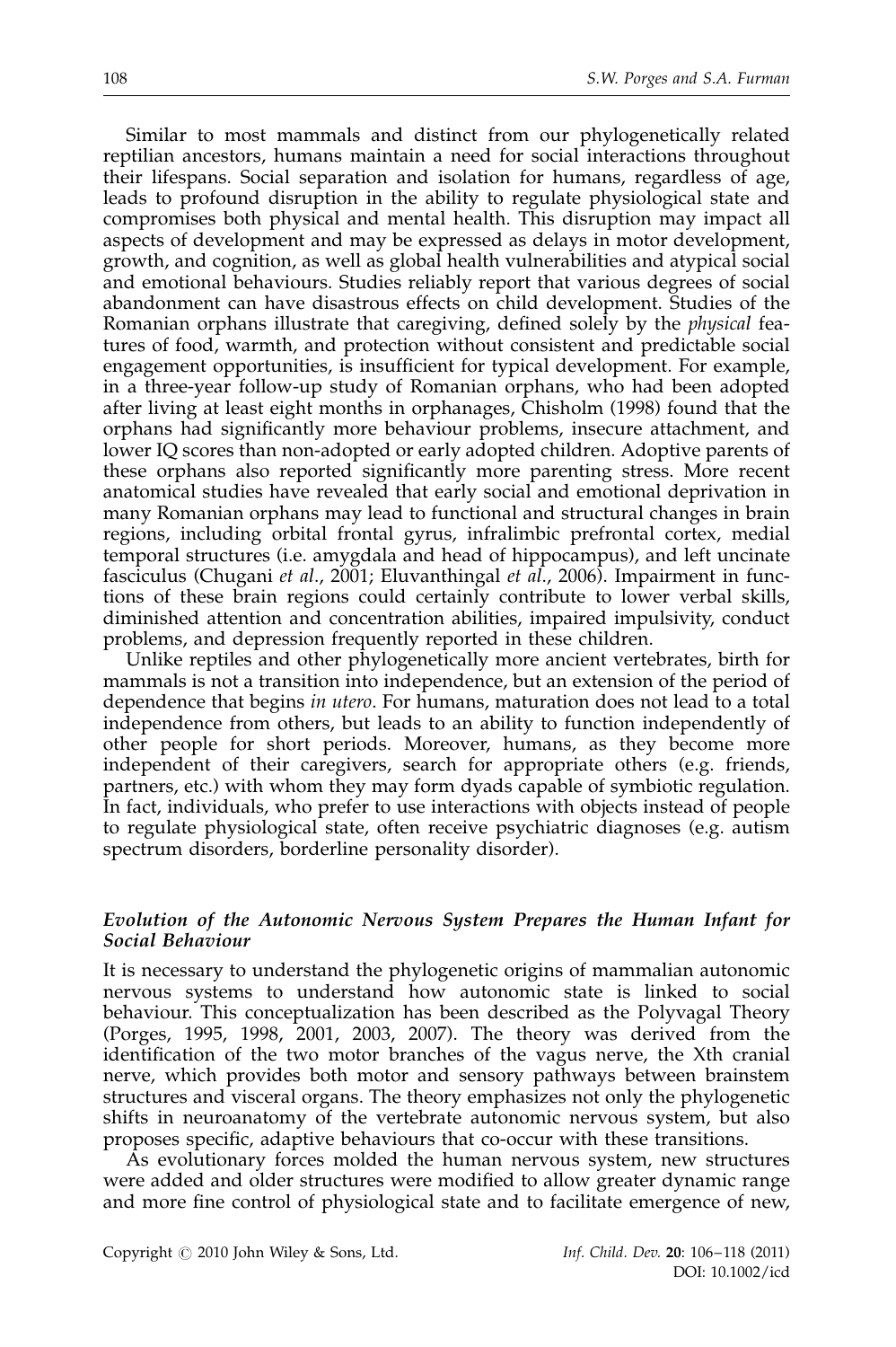Similar to most mammals and distinct from our phylogenetically related reptilian ancestors, humans maintain a need for social interactions throughout their lifespans. Social separation and isolation for humans, regardless of age, leads to profound disruption in the ability to regulate physiological state and compromises both physical and mental health. This disruption may impact all aspects of development and may be expressed as delays in motor development, growth, and cognition, as well as global health vulnerabilities and atypical social and emotional behaviours. Studies reliably report that various degrees of social abandonment can have disastrous effects on child development. Studies of the Romanian orphans illustrate that caregiving, defined solely by the *physical* features of food, warmth, and protection without consistent and predictable social engagement opportunities, is insufficient for typical development. For example, in a three-year follow-up study of Romanian orphans, who had been adopted after living at least eight months in orphanages, Chisholm (1998) found that the orphans had significantly more behaviour problems, insecure attachment, and lower IQ scores than non-adopted or early adopted children. Adoptive parents of these orphans also reported significantly more parenting stress. More recent anatomical studies have revealed that early social and emotional deprivation in many Romanian orphans may lead to functional and structural changes in brain regions, including orbital frontal gyrus, infralimbic prefrontal cortex, medial temporal structures (i.e. amygdala and head of hippocampus), and left uncinate fasciculus (Chugani *et al.*, 2001; Eluvanthingal *et al.*, 2006). Impairment in functions of these brain regions could certainly contribute to lower verbal skills, diminished attention and concentration abilities, impaired impulsivity, conduct problems, and depression frequently reported in these children.

Unlike reptiles and other phylogenetically more ancient vertebrates, birth for mammals is not a transition into independence, but an extension of the period of dependence that begins *in utero*. For humans, maturation does not lead to a total independence from others, but leads to an ability to function independently of other people for short periods. Moreover, humans, as they become more independent of their caregivers, search for appropriate others (e.g. friends, partners, etc.) with whom they may form dyads capable of symbiotic regulation. In fact, individuals, who prefer to use interactions with objects instead of people to regulate physiological state, often receive psychiatric diagnoses (e.g. autism spectrum disorders, borderline personality disorder).

### *Evolution of the Autonomic Nervous System Prepares the Human Infant for Social Behaviour*

It is necessary to understand the phylogenetic origins of mammalian autonomic nervous systems to understand how autonomic state is linked to social behaviour. This conceptualization has been described as the Polyvagal Theory (Porges, 1995, 1998, 2001, 2003, 2007). The theory was derived from the identification of the two motor branches of the vagus nerve, the Xth cranial nerve, which provides both motor and sensory pathways between brainstem structures and visceral organs. The theory emphasizes not only the phylogenetic shifts in neuroanatomy of the vertebrate autonomic nervous system, but also proposes specific, adaptive behaviours that co-occur with these transitions.

As evolutionary forces molded the human nervous system, new structures were added and older structures were modified to allow greater dynamic range and more fine control of physiological state and to facilitate emergence of new,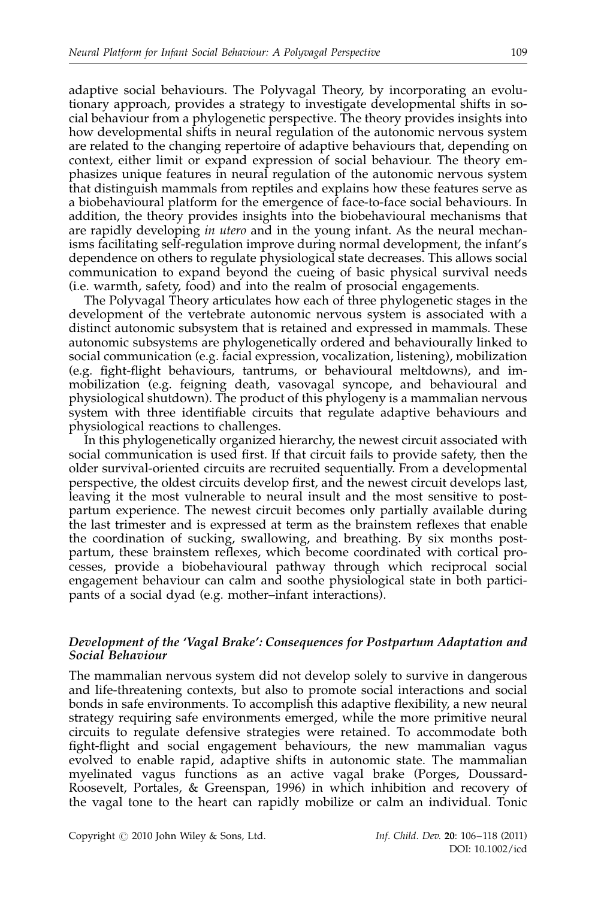adaptive social behaviours. The Polyvagal Theory, by incorporating an evolutionary approach, provides a strategy to investigate developmental shifts in social behaviour from a phylogenetic perspective. The theory provides insights into how developmental shifts in neural regulation of the autonomic nervous system are related to the changing repertoire of adaptive behaviours that, depending on context, either limit or expand expression of social behaviour. The theory emphasizes unique features in neural regulation of the autonomic nervous system that distinguish mammals from reptiles and explains how these features serve as a biobehavioural platform for the emergence of face-to-face social behaviours. In addition, the theory provides insights into the biobehavioural mechanisms that are rapidly developing *in utero* and in the young infant. As the neural mechanisms facilitating self-regulation improve during normal development, the infant's dependence on others to regulate physiological state decreases. This allows social communication to expand beyond the cueing of basic physical survival needs (i.e. warmth, safety, food) and into the realm of prosocial engagements.

The Polyvagal Theory articulates how each of three phylogenetic stages in the development of the vertebrate autonomic nervous system is associated with a distinct autonomic subsystem that is retained and expressed in mammals. These autonomic subsystems are phylogenetically ordered and behaviourally linked to social communication (e.g. facial expression, vocalization, listening), mobilization (e.g. fight-flight behaviours, tantrums, or behavioural meltdowns), and immobilization (e.g. feigning death, vasovagal syncope, and behavioural and physiological shutdown). The product of this phylogeny is a mammalian nervous system with three identifiable circuits that regulate adaptive behaviours and physiological reactions to challenges.

In this phylogenetically organized hierarchy, the newest circuit associated with social communication is used first. If that circuit fails to provide safety, then the older survival-oriented circuits are recruited sequentially. From a developmental perspective, the oldest circuits develop first, and the newest circuit develops last, leaving it the most vulnerable to neural insult and the most sensitive to postpartum experience. The newest circuit becomes only partially available during the last trimester and is expressed at term as the brainstem reflexes that enable the coordination of sucking, swallowing, and breathing. By six months postpartum, these brainstem reflexes, which become coordinated with cortical processes, provide a biobehavioural pathway through which reciprocal social engagement behaviour can calm and soothe physiological state in both participants of a social dyad (e.g. mother–infant interactions).

### *Development of the 'Vagal Brake': Consequences for Postpartum Adaptation and Social Behaviour*

The mammalian nervous system did not develop solely to survive in dangerous and life-threatening contexts, but also to promote social interactions and social bonds in safe environments. To accomplish this adaptive flexibility, a new neural strategy requiring safe environments emerged, while the more primitive neural circuits to regulate defensive strategies were retained. To accommodate both fight-flight and social engagement behaviours, the new mammalian vagus evolved to enable rapid, adaptive shifts in autonomic state. The mammalian myelinated vagus functions as an active vagal brake (Porges, Doussard-Roosevelt, Portales, & Greenspan, 1996) in which inhibition and recovery of the vagal tone to the heart can rapidly mobilize or calm an individual. Tonic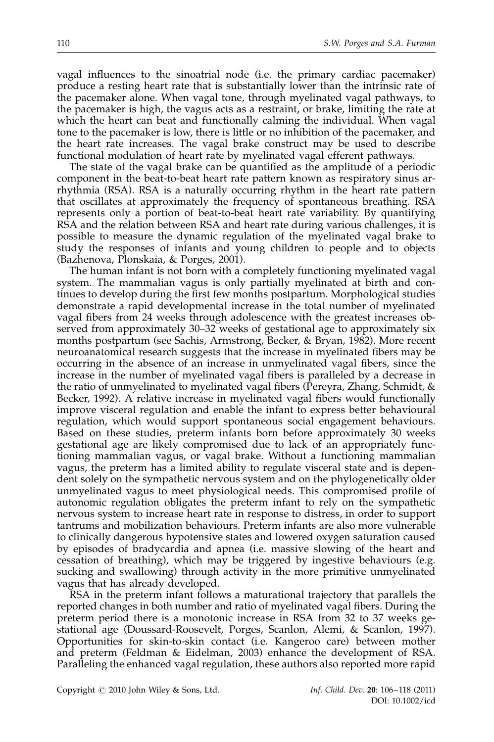vagal influences to the sinoatrial node (i.e. the primary cardiac pacemaker) produce a resting heart rate that is substantially lower than the intrinsic rate of the pacemaker alone. When vagal tone, through myelinated vagal pathways, to the pacemaker is high, the vagus acts as a restraint, or brake, limiting the rate at which the heart can beat and functionally calming the individual. When vagal tone to the pacemaker is low, there is little or no inhibition of the pacemaker, and the heart rate increases. The vagal brake construct may be used to describe functional modulation of heart rate by myelinated vagal efferent pathways.

The state of the vagal brake can be quantified as the amplitude of a periodic component in the beat-to-beat heart rate pattern known as respiratory sinus arrhythmia (RSA). RSA is a naturally occurring rhythm in the heart rate pattern that oscillates at approximately the frequency of spontaneous breathing. RSA represents only a portion of beat-to-beat heart rate variability. By quantifying RSA and the relation between RSA and heart rate during various challenges, it is possible to measure the dynamic regulation of the myelinated vagal brake to study the responses of infants and young children to people and to objects (Bazhenova, Plonskaia, & Porges, 2001).

The human infant is not born with a completely functioning myelinated vagal system. The mammalian vagus is only partially myelinated at birth and continues to develop during the first few months postpartum. Morphological studies demonstrate a rapid developmental increase in the total number of myelinated vagal fibers from 24 weeks through adolescence with the greatest increases observed from approximately 30–32 weeks of gestational age to approximately six months postpartum (see Sachis, Armstrong, Becker, & Bryan, 1982). More recent neuroanatomical research suggests that the increase in myelinated fibers may be occurring in the absence of an increase in unmyelinated vagal fibers, since the increase in the number of myelinated vagal fibers is paralleled by a decrease in the ratio of unmyelinated to myelinated vagal fibers (Pereyra, Zhang, Schmidt, & Becker, 1992). A relative increase in myelinated vagal fibers would functionally improve visceral regulation and enable the infant to express better behavioural regulation, which would support spontaneous social engagement behaviours. Based on these studies, preterm infants born before approximately 30 weeks gestational age are likely compromised due to lack of an appropriately functioning mammalian vagus, or vagal brake. Without a functioning mammalian vagus, the preterm has a limited ability to regulate visceral state and is dependent solely on the sympathetic nervous system and on the phylogenetically older unmyelinated vagus to meet physiological needs. This compromised profile of autonomic regulation obligates the preterm infant to rely on the sympathetic nervous system to increase heart rate in response to distress, in order to support tantrums and mobilization behaviours. Preterm infants are also more vulnerable to clinically dangerous hypotensive states and lowered oxygen saturation caused by episodes of bradycardia and apnea (i.e. massive slowing of the heart and cessation of breathing), which may be triggered by ingestive behaviours (e.g. sucking and swallowing) through activity in the more primitive unmyelinated vagus that has already developed.

RSA in the preterm infant follows a maturational trajectory that parallels the reported changes in both number and ratio of myelinated vagal fibers. During the preterm period there is a monotonic increase in RSA from 32 to 37 weeks gestational age (Doussard-Roosevelt, Porges, Scanlon, Alemi, & Scanlon, 1997). Opportunities for skin-to-skin contact (i.e. Kangeroo care) between mother and preterm (Feldman & Eidelman, 2003) enhance the development of RSA. Paralleling the enhanced vagal regulation, these authors also reported more rapid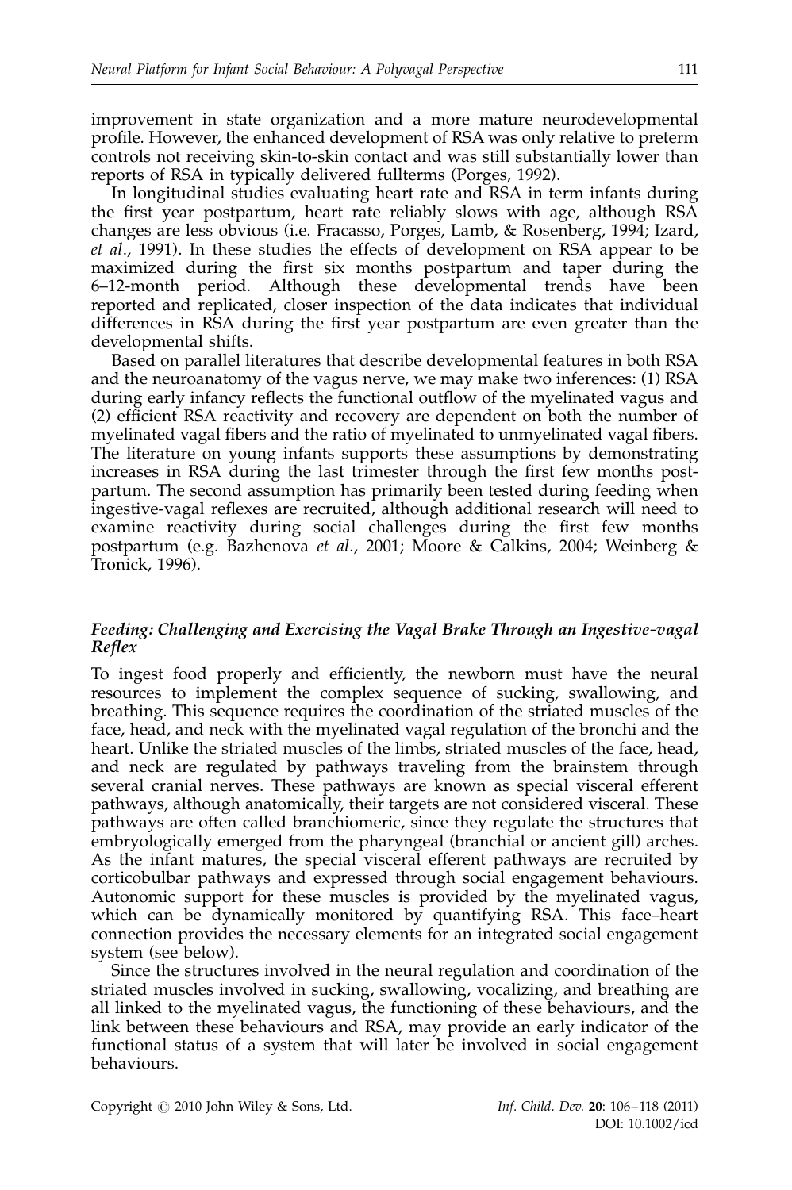improvement in state organization and a more mature neurodevelopmental profile. However, the enhanced development of RSA was only relative to preterm controls not receiving skin-to-skin contact and was still substantially lower than reports of RSA in typically delivered fullterms (Porges, 1992).

In longitudinal studies evaluating heart rate and RSA in term infants during the first year postpartum, heart rate reliably slows with age, although RSA changes are less obvious (i.e. Fracasso, Porges, Lamb, & Rosenberg, 1994; Izard, *et al*., 1991). In these studies the effects of development on RSA appear to be maximized during the first six months postpartum and taper during the 6–12-month period. Although these developmental trends have been reported and replicated, closer inspection of the data indicates that individual differences in RSA during the first year postpartum are even greater than the developmental shifts.

Based on parallel literatures that describe developmental features in both RSA and the neuroanatomy of the vagus nerve, we may make two inferences: (1) RSA during early infancy reflects the functional outflow of the myelinated vagus and (2) efficient RSA reactivity and recovery are dependent on both the number of myelinated vagal fibers and the ratio of myelinated to unmyelinated vagal fibers. The literature on young infants supports these assumptions by demonstrating increases in RSA during the last trimester through the first few months postpartum. The second assumption has primarily been tested during feeding when ingestive-vagal reflexes are recruited, although additional research will need to examine reactivity during social challenges during the first few months postpartum (e.g. Bazhenova *et al*., 2001; Moore & Calkins, 2004; Weinberg & Tronick, 1996).

### *Feeding: Challenging and Exercising the Vagal Brake Through an Ingestive-vagal Reflex*

To ingest food properly and efficiently, the newborn must have the neural resources to implement the complex sequence of sucking, swallowing, and breathing. This sequence requires the coordination of the striated muscles of the face, head, and neck with the myelinated vagal regulation of the bronchi and the heart. Unlike the striated muscles of the limbs, striated muscles of the face, head, and neck are regulated by pathways traveling from the brainstem through several cranial nerves. These pathways are known as special visceral efferent pathways, although anatomically, their targets are not considered visceral. These pathways are often called branchiomeric, since they regulate the structures that embryologically emerged from the pharyngeal (branchial or ancient gill) arches. As the infant matures, the special visceral efferent pathways are recruited by corticobulbar pathways and expressed through social engagement behaviours. Autonomic support for these muscles is provided by the myelinated vagus, which can be dynamically monitored by quantifying RSA. This face–heart connection provides the necessary elements for an integrated social engagement system (see below).

Since the structures involved in the neural regulation and coordination of the striated muscles involved in sucking, swallowing, vocalizing, and breathing are all linked to the myelinated vagus, the functioning of these behaviours, and the link between these behaviours and RSA, may provide an early indicator of the functional status of a system that will later be involved in social engagement behaviours.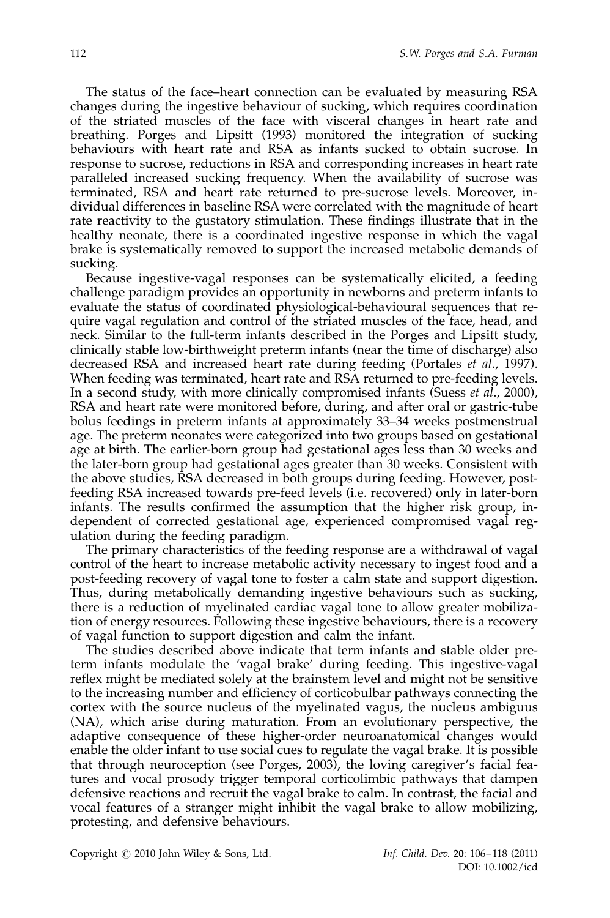The status of the face–heart connection can be evaluated by measuring RSA changes during the ingestive behaviour of sucking, which requires coordination of the striated muscles of the face with visceral changes in heart rate and breathing. Porges and Lipsitt (1993) monitored the integration of sucking behaviours with heart rate and RSA as infants sucked to obtain sucrose. In response to sucrose, reductions in RSA and corresponding increases in heart rate paralleled increased sucking frequency. When the availability of sucrose was terminated, RSA and heart rate returned to pre-sucrose levels. Moreover, individual differences in baseline RSA were correlated with the magnitude of heart rate reactivity to the gustatory stimulation. These findings illustrate that in the healthy neonate, there is a coordinated ingestive response in which the vagal brake is systematically removed to support the increased metabolic demands of sucking.

Because ingestive-vagal responses can be systematically elicited, a feeding challenge paradigm provides an opportunity in newborns and preterm infants to evaluate the status of coordinated physiological-behavioural sequences that require vagal regulation and control of the striated muscles of the face, head, and neck. Similar to the full-term infants described in the Porges and Lipsitt study, clinically stable low-birthweight preterm infants (near the time of discharge) also decreased RSA and increased heart rate during feeding (Portales *et al*., 1997). When feeding was terminated, heart rate and RSA returned to pre-feeding levels. In a second study, with more clinically compromised infants (Suess *et al*., 2000), RSA and heart rate were monitored before, during, and after oral or gastric-tube bolus feedings in preterm infants at approximately 33–34 weeks postmenstrual age. The preterm neonates were categorized into two groups based on gestational age at birth. The earlier-born group had gestational ages less than 30 weeks and the later-born group had gestational ages greater than 30 weeks. Consistent with the above studies, RSA decreased in both groups during feeding. However, post-feeding RSA increased towards pre-feed levels (i.e. recovered) only in later-born infants. The results confirmed the assumption that the higher risk group, independent of corrected gestational age, experienced compromised vagal regulation during the feeding paradigm.

The primary characteristics of the feeding response are a withdrawal of vagal control of the heart to increase metabolic activity necessary to ingest food and a post-feeding recovery of vagal tone to foster a calm state and support digestion. Thus, during metabolically demanding ingestive behaviours such as sucking, there is a reduction of myelinated cardiac vagal tone to allow greater mobilization of energy resources. Following these ingestive behaviours, there is a recovery of vagal function to support digestion and calm the infant.

The studies described above indicate that term infants and stable older preterm infants modulate the 'vagal brake' during feeding. This ingestive-vagal reflex might be mediated solely at the brainstem level and might not be sensitive to the increasing number and efficiency of corticobulbar pathways connecting the cortex with the source nucleus of the myelinated vagus, the nucleus ambiguus (NA), which arise during maturation. From an evolutionary perspective, the adaptive consequence of these higher-order neuroanatomical changes would enable the older infant to use social cues to regulate the vagal brake. It is possible that through neuroception (see Porges, 2003), the loving caregiver's facial features and vocal prosody trigger temporal corticolimbic pathways that dampen defensive reactions and recruit the vagal brake to calm. In contrast, the facial and vocal features of a stranger might inhibit the vagal brake to allow mobilizing, protesting, and defensive behaviours.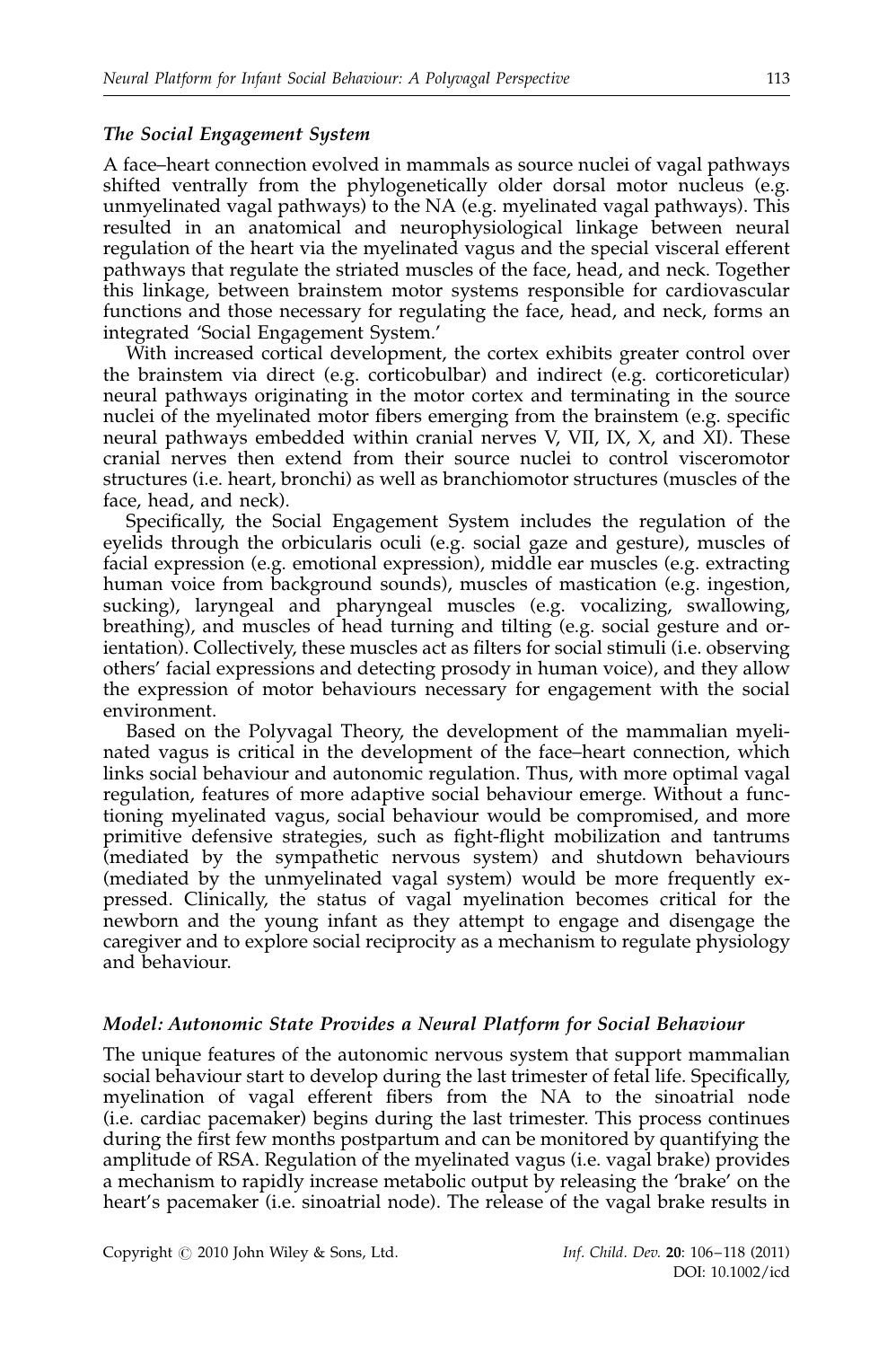### *The Social Engagement System*

A face–heart connection evolved in mammals as source nuclei of vagal pathways shifted ventrally from the phylogenetically older dorsal motor nucleus (e.g. unmyelinated vagal pathways) to the NA (e.g. myelinated vagal pathways). This resulted in an anatomical and neurophysiological linkage between neural regulation of the heart via the myelinated vagus and the special visceral efferent pathways that regulate the striated muscles of the face, head, and neck. Together this linkage, between brainstem motor systems responsible for cardiovascular functions and those necessary for regulating the face, head, and neck, forms an integrated 'Social Engagement System.'

With increased cortical development, the cortex exhibits greater control over the brainstem via direct (e.g. corticobulbar) and indirect (e.g. corticoreticular) neural pathways originating in the motor cortex and terminating in the source nuclei of the myelinated motor fibers emerging from the brainstem (e.g. specific neural pathways embedded within cranial nerves V, VII, IX, X, and XI). These cranial nerves then extend from their source nuclei to control visceromotor structures (i.e. heart, bronchi) as well as branchiomotor structures (muscles of the face, head, and neck).

Specifically, the Social Engagement System includes the regulation of the eyelids through the orbicularis oculi (e.g. social gaze and gesture), muscles of facial expression (e.g. emotional expression), middle ear muscles (e.g. extracting human voice from background sounds), muscles of mastication (e.g. ingestion, sucking), laryngeal and pharyngeal muscles (e.g. vocalizing, swallowing, breathing), and muscles of head turning and tilting (e.g. social gesture and orientation). Collectively, these muscles act as filters for social stimuli (i.e. observing others' facial expressions and detecting prosody in human voice), and they allow the expression of motor behaviours necessary for engagement with the social environment.

Based on the Polyvagal Theory, the development of the mammalian myelinated vagus is critical in the development of the face–heart connection, which links social behaviour and autonomic regulation. Thus, with more optimal vagal regulation, features of more adaptive social behaviour emerge. Without a functioning myelinated vagus, social behaviour would be compromised, and more primitive defensive strategies, such as fight-flight mobilization and tantrums (mediated by the sympathetic nervous system) and shutdown behaviours (mediated by the unmyelinated vagal system) would be more frequently expressed. Clinically, the status of vagal myelination becomes critical for the newborn and the young infant as they attempt to engage and disengage the caregiver and to explore social reciprocity as a mechanism to regulate physiology and behaviour.

### *Model: Autonomic State Provides a Neural Platform for Social Behaviour*

The unique features of the autonomic nervous system that support mammalian social behaviour start to develop during the last trimester of fetal life. Specifically, myelination of vagal efferent fibers from the NA to the sinoatrial node (i.e. cardiac pacemaker) begins during the last trimester. This process continues during the first few months postpartum and can be monitored by quantifying the amplitude of RSA. Regulation of the myelinated vagus (i.e. vagal brake) provides a mechanism to rapidly increase metabolic output by releasing the 'brake' on the heart's pacemaker (i.e. sinoatrial node). The release of the vagal brake results in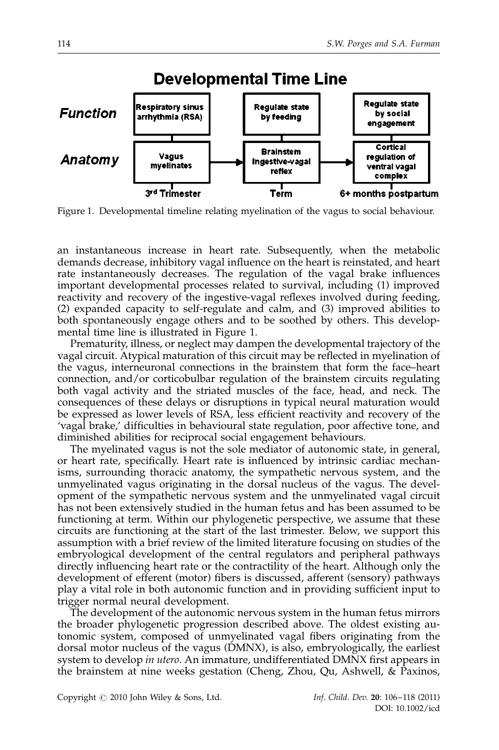Figure 1. Developmental timeline relating myelination of the vagus to social behaviour.

an instantaneous increase in heart rate. Subsequently, when the metabolic demands decrease, inhibitory vagal influence on the heart is reinstated, and heart rate instantaneously decreases. The regulation of the vagal brake influences important developmental processes related to survival, including (1) improved reactivity and recovery of the ingestive-vagal reflexes involved during feeding, (2) expanded capacity to self-regulate and calm, and (3) improved abilities to both spontaneously engage others and to be soothed by others. This developmental time line is illustrated in Figure 1.

Prematurity, illness, or neglect may dampen the developmental trajectory of the vagal circuit. Atypical maturation of this circuit may be reflected in myelination of the vagus, interneuronal connections in the brainstem that form the face–heart connection, and/or corticobulbar regulation of the brainstem circuits regulating both vagal activity and the striated muscles of the face, head, and neck. The consequences of these delays or disruptions in typical neural maturation would be expressed as lower levels of RSA, less efficient reactivity and recovery of the 'vagal brake,' difficulties in behavioural state regulation, poor affective tone, and diminished abilities for reciprocal social engagement behaviours.

The myelinated vagus is not the sole mediator of autonomic state, in general, or heart rate, specifically. Heart rate is influenced by intrinsic cardiac mechanisms, surrounding thoracic anatomy, the sympathetic nervous system, and the unmyelinated vagus originating in the dorsal nucleus of the vagus. The development of the sympathetic nervous system and the unmyelinated vagal circuit has not been extensively studied in the human fetus and has been assumed to be functioning at term. Within our phylogenetic perspective, we assume that these circuits are functioning at the start of the last trimester. Below, we support this assumption with a brief review of the limited literature focusing on studies of the embryological development of the central regulators and peripheral pathways directly influencing heart rate or the contractility of the heart. Although only the development of efferent (motor) fibers is discussed, afferent (sensory) pathways play a vital role in both autonomic function and in providing sufficient input to trigger normal neural development.

The development of the autonomic nervous system in the human fetus mirrors the broader phylogenetic progression described above. The oldest existing autonomic system, composed of unmyelinated vagal fibers originating from the dorsal motor nucleus of the vagus (DMNX), is also, embryologically, the earliest system to develop *in utero*. An immature, undifferentiated DMNX first appears in the brainstem at nine weeks gestation (Cheng, Zhou, Qu, Ashwell, & Paxinos,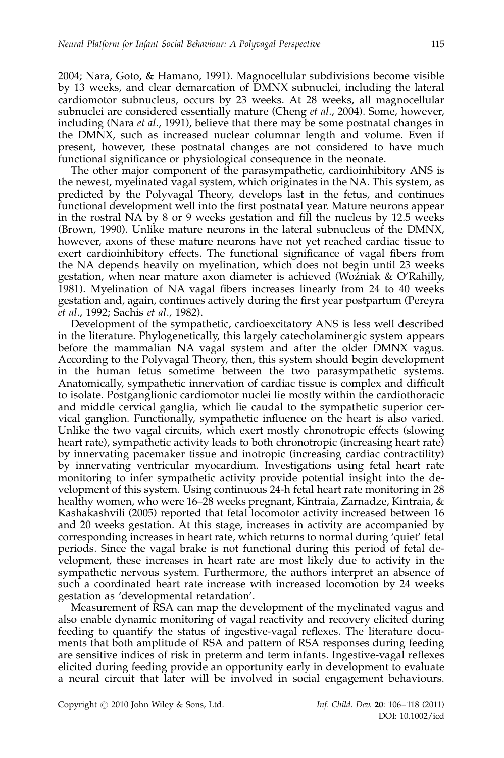2004; Nara, Goto, & Hamano, 1991). Magnocellular subdivisions become visible by 13 weeks, and clear demarcation of DMNX subnuclei, including the lateral cardiomotor subnucleus, occurs by 23 weeks. At 28 weeks, all magnocellular subnuclei are considered essentially mature (Cheng *et al*., 2004). Some, however, including (Nara *et al*., 1991), believe that there may be some postnatal changes in the DMNX, such as increased nuclear columnar length and volume. Even if present, however, these postnatal changes are not considered to have much functional significance or physiological consequence in the neonate.

The other major component of the parasympathetic, cardioinhibitory ANS is the newest, myelinated vagal system, which originates in the NA. This system, as predicted by the Polyvagal Theory, develops last in the fetus, and continues functional development well into the first postnatal year. Mature neurons appear in the rostral NA by 8 or 9 weeks gestation and fill the nucleus by 12.5 weeks (Brown, 1990). Unlike mature neurons in the lateral subnucleus of the DMNX, however, axons of these mature neurons have not yet reached cardiac tissue to exert cardioinhibitory effects. The functional significance of vagal fibers from the NA depends heavily on myelination, which does not begin until 23 weeks gestation, when near mature axon diameter is achieved (Woźniak & O'Rahilly, 1981). Myelination of NA vagal fibers increases linearly from 24 to 40 weeks gestation and, again, continues actively during the first year postpartum (Pereyra *et al*., 1992; Sachis *et al*., 1982).

Development of the sympathetic, cardioexcitatory ANS is less well described in the literature. Phylogenetically, this largely catecholaminergic system appears before the mammalian NA vagal system and after the older DMNX vagus. According to the Polyvagal Theory, then, this system should begin development in the human fetus sometime between the two parasympathetic systems. Anatomically, sympathetic innervation of cardiac tissue is complex and difficult to isolate. Postganglionic cardiomotor nuclei lie mostly within the cardiothoracic and middle cervical ganglia, which lie caudal to the sympathetic superior cervical ganglion. Functionally, sympathetic influence on the heart is also varied. Unlike the two vagal circuits, which exert mostly chronotropic effects (slowing heart rate), sympathetic activity leads to both chronotropic (increasing heart rate) by innervating pacemaker tissue and inotropic (increasing cardiac contractility) by innervating ventricular myocardium. Investigations using fetal heart rate monitoring to infer sympathetic activity provide potential insight into the development of this system. Using continuous 24-h fetal heart rate monitoring in 28 healthy women, who were 16–28 weeks pregnant, Kintraia, Zarnadze, Kintraia, & Kashakashvili (2005) reported that fetal locomotor activity increased between 16 and 20 weeks gestation. At this stage, increases in activity are accompanied by corresponding increases in heart rate, which returns to normal during 'quiet' fetal periods. Since the vagal brake is not functional during this period of fetal development, these increases in heart rate are most likely due to activity in the sympathetic nervous system. Furthermore, the authors interpret an absence of such a coordinated heart rate increase with increased locomotion by 24 weeks gestation as 'developmental retardation'.

Measurement of RSA can map the development of the myelinated vagus and also enable dynamic monitoring of vagal reactivity and recovery elicited during feeding to quantify the status of ingestive-vagal reflexes. The literature documents that both amplitude of RSA and pattern of RSA responses during feeding are sensitive indices of risk in preterm and term infants. Ingestive-vagal reflexes elicited during feeding provide an opportunity early in development to evaluate a neural circuit that later will be involved in social engagement behaviours.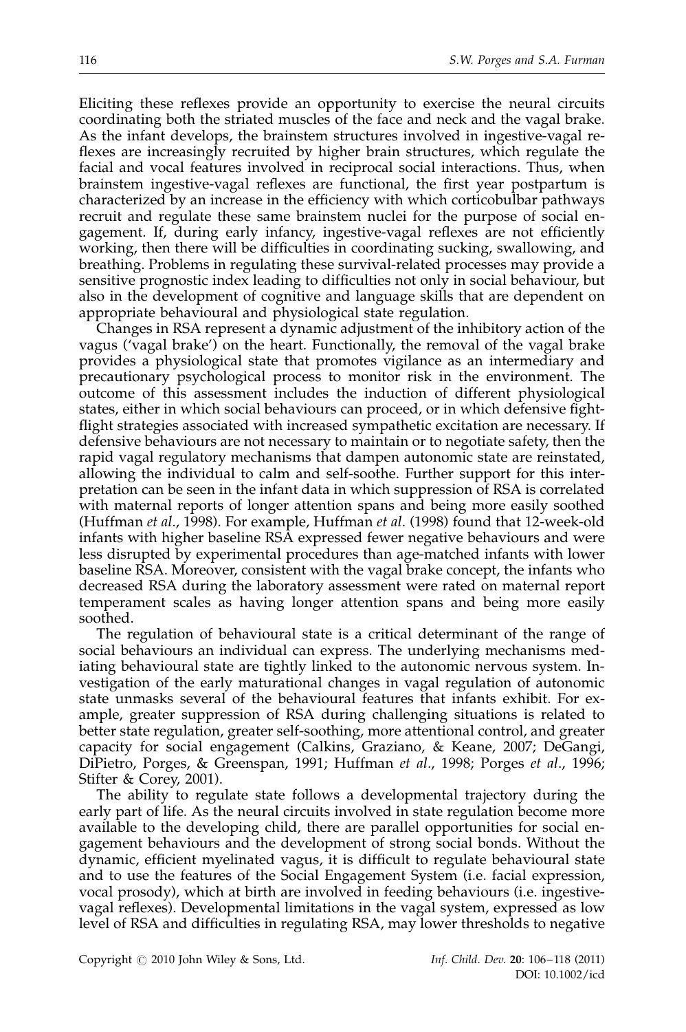Eliciting these reflexes provide an opportunity to exercise the neural circuits coordinating both the striated muscles of the face and neck and the vagal brake. As the infant develops, the brainstem structures involved in ingestive-vagal reflexes are increasingly recruited by higher brain structures, which regulate the facial and vocal features involved in reciprocal social interactions. Thus, when brainstem ingestive-vagal reflexes are functional, the first year postpartum is characterized by an increase in the efficiency with which corticobulbar pathways recruit and regulate these same brainstem nuclei for the purpose of social engagement. If, during early infancy, ingestive-vagal reflexes are not efficiently working, then there will be difficulties in coordinating sucking, swallowing, and breathing. Problems in regulating these survival-related processes may provide a sensitive prognostic index leading to difficulties not only in social behaviour, but also in the development of cognitive and language skills that are dependent on appropriate behavioural and physiological state regulation.

Changes in RSA represent a dynamic adjustment of the inhibitory action of the vagus ('vagal brake') on the heart. Functionally, the removal of the vagal brake provides a physiological state that promotes vigilance as an intermediary and precautionary psychological process to monitor risk in the environment. The outcome of this assessment includes the induction of different physiological states, either in which social behaviours can proceed, or in which defensive fight-flight strategies associated with increased sympathetic excitation are necessary. If defensive behaviours are not necessary to maintain or to negotiate safety, then the rapid vagal regulatory mechanisms that dampen autonomic state are reinstated, allowing the individual to calm and self-soothe. Further support for this interpretation can be seen in the infant data in which suppression of RSA is correlated with maternal reports of longer attention spans and being more easily soothed (Huffman *et al*., 1998). For example, Huffman *et al*. (1998) found that 12-week-old infants with higher baseline RSA expressed fewer negative behaviours and were less disrupted by experimental procedures than age-matched infants with lower baseline RSA. Moreover, consistent with the vagal brake concept, the infants who decreased RSA during the laboratory assessment were rated on maternal report temperament scales as having longer attention spans and being more easily soothed.

The regulation of behavioural state is a critical determinant of the range of social behaviours an individual can express. The underlying mechanisms mediating behavioural state are tightly linked to the autonomic nervous system. Investigation of the early maturational changes in vagal regulation of autonomic state unmasks several of the behavioural features that infants exhibit. For example, greater suppression of RSA during challenging situations is related to better state regulation, greater self-soothing, more attentional control, and greater capacity for social engagement (Calkins, Graziano, & Keane, 2007; DeGangi, DiPietro, Porges, & Greenspan, 1991; Huffman *et al*., 1998; Porges *et al*., 1996; Stifter & Corey, 2001).

The ability to regulate state follows a developmental trajectory during the early part of life. As the neural circuits involved in state regulation become more available to the developing child, there are parallel opportunities for social engagement behaviours and the development of strong social bonds. Without the dynamic, efficient myelinated vagus, it is difficult to regulate behavioural state and to use the features of the Social Engagement System (i.e. facial expression, vocal prosody), which at birth are involved in feeding behaviours (i.e. ingestive-vagal reflexes). Developmental limitations in the vagal system, expressed as low level of RSA and difficulties in regulating RSA, may lower thresholds to negative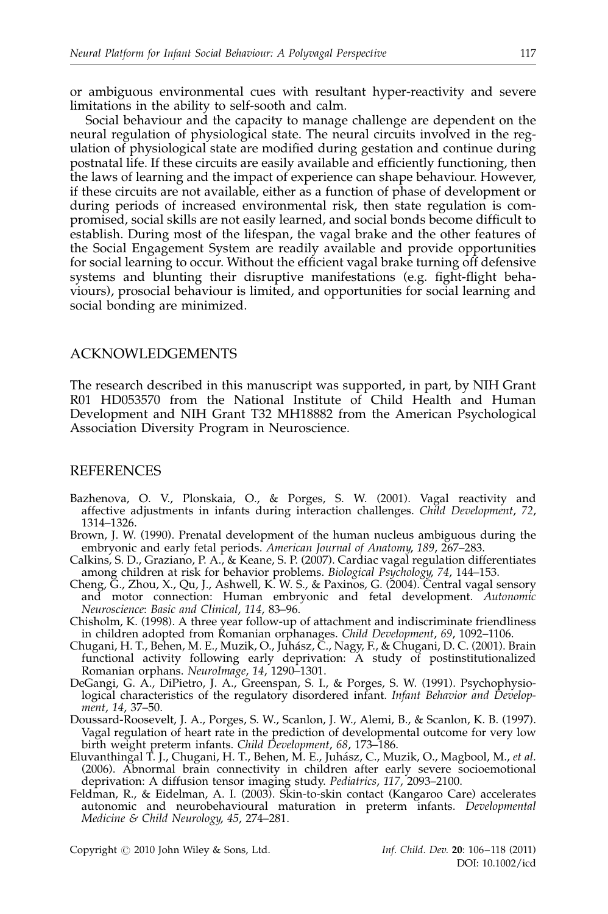or ambiguous environmental cues with resultant hyper-reactivity and severe limitations in the ability to self-sooth and calm.

Social behaviour and the capacity to manage challenge are dependent on the neural regulation of physiological state. The neural circuits involved in the regulation of physiological state are modified during gestation and continue during postnatal life. If these circuits are easily available and efficiently functioning, then the laws of learning and the impact of experience can shape behaviour. However, if these circuits are not available, either as a function of phase of development or during periods of increased environmental risk, then state regulation is compromised, social skills are not easily learned, and social bonds become difficult to establish. During most of the lifespan, the vagal brake and the other features of the Social Engagement System are readily available and provide opportunities for social learning to occur. Without the efficient vagal brake turning off defensive systems and blunting their disruptive manifestations (e.g. fight-flight behaviours), prosocial behaviour is limited, and opportunities for social learning and social bonding are minimized.

## ACKNOWLEDGEMENTS

The research described in this manuscript was supported, in part, by NIH Grant R01 HD053570 from the National Institute of Child Health and Human Development and NIH Grant T32 MH18882 from the American Psychological Association Diversity Program in Neuroscience.

## REFERENCES

Bazhenova, O. V., Plonskaia, O., & Porges, S. W. (2001). Vagal reactivity and affective adjustments in infants during interaction challenges. *Child Development*, *72*, 1314–1326.

Brown, J. W. (1990). Prenatal development of the human nucleus ambiguous during the embryonic and early fetal periods. *American Journal of Anatomy*, *189*, 267–283.

Calkins, S. D., Graziano, P. A., & Keane, S. P. (2007). Cardiac vagal regulation differentiates among children at risk for behavior problems. *Biological Psychology*, *74*, 144–153.

Cheng, G., Zhou, X., Qu, J., Ashwell, K. W. S., & Paxinos, G. (2004). Central vagal sensory and motor connection: Human embryonic and fetal development. *Autonomic Neuroscience*: *Basic and Clinical*, *114*, 83–96.

Chisholm, K. (1998). A three year follow-up of attachment and indiscriminate friendliness in children adopted from Romanian orphanages. *Child Development*, *69*, 1092–1106.

Chugani, H. T., Behen, M. E., Muzik, O., Juhász, C., Nagy, F., & Chugani, D. C. (2001). Brain functional activity following early deprivation: A study of postinstitutionalized Romanian orphans. *NeuroImage*, *14*, 1290–1301.

DeGangi, G. A., DiPietro, J. A., Greenspan, S. I., & Porges, S. W. (1991). Psychophysiological characteristics of the regulatory disordered infant. *Infant Behavior and Development*, *14*, 37–50.

Doussard-Roosevelt, J. A., Porges, S. W., Scanlon, J. W., Alemi, B., & Scanlon, K. B. (1997). Vagal regulation of heart rate in the prediction of developmental outcome for very low birth weight preterm infants. *Child Development*, *68*, 173–186.

Eluvanthingal T. J., Chugani, H. T., Behen, M. E., Juhász, C., Muzik, O., Magbool, M., *et al.* (2006). Abnormal brain connectivity in children after early severe socioemotional deprivation: A diffusion tensor imaging study. *Pediatrics*, *117*, 2093–2100.

Feldman, R., & Eidelman, A. I. (2003). Skin-to-skin contact (Kangaroo Care) accelerates autonomic and neurobehavioural maturation in preterm infants. *Developmental Medicine & Child Neurology*, *45*, 274–281.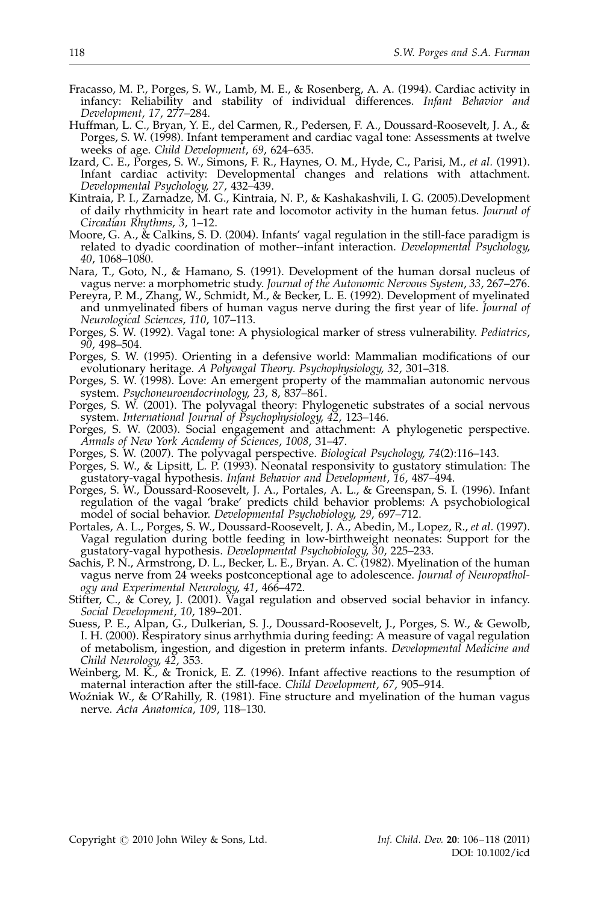Fracasso, M. P., Porges, S. W., Lamb, M. E., & Rosenberg, A. A. (1994). Cardiac activity in infancy: Reliability and stability of individual differences. *Infant Behavior and Development*, *17*, 277–284.

Huffman, L. C., Bryan, Y. E., del Carmen, R., Pedersen, F. A., Doussard-Roosevelt, J. A., & Porges, S. W. (1998). Infant temperament and cardiac vagal tone: Assessments at twelve weeks of age. *Child Development*, *69*, 624–635.

Izard, C. E., Porges, S. W., Simons, F. R., Haynes, O. M., Hyde, C., Parisi, M., *et al.* (1991). Infant cardiac activity: Developmental changes and relations with attachment. *Developmental Psychology*, *27*, 432–439.

Kintraia, P. I., Zarnadze, M. G., Kintraia, N. P., & Kashakashvili, I. G. (2005).Development of daily rhythmicity in heart rate and locomotor activity in the human fetus. *Journal of Circadian Rhythms*, *3*, 1–12.

Moore, G. A., & Calkins, S. D. (2004). Infants' vagal regulation in the still-face paradigm is related to dyadic coordination of mother--infant interaction. *Developmental Psychology*, *40*, 1068–1080.

Nara, T., Goto, N., & Hamano, S. (1991). Development of the human dorsal nucleus of vagus nerve: a morphometric study. *Journal of the Autonomic Nervous System*, *33*, 267–276.

Pereyra, P. M., Zhang, W., Schmidt, M., & Becker, L. E. (1992). Development of myelinated and unmyelinated fibers of human vagus nerve during the first year of life. *Journal of Neurological Sciences*, *110*, 107–113.

Porges, S. W. (1992). Vagal tone: A physiological marker of stress vulnerability. *Pediatrics*, *90*, 498–504.

Porges, S. W. (1995). Orienting in a defensive world: Mammalian modifications of our evolutionary heritage. *A Polyvagal Theory. Psychophysiology*, *32*, 301–318.

Porges, S. W. (1998). Love: An emergent property of the mammalian autonomic nervous system. *Psychoneuroendocrinology*, *23*, 8, 837–861.

Porges, S. W. (2001). The polyvagal theory: Phylogenetic substrates of a social nervous system. *International Journal of Psychophysiology*, *42*, 123–146.

Porges, S. W. (2003). Social engagement and attachment: A phylogenetic perspective. *Annals of New York Academy of Sciences*, *1008*, 31–47.

Porges, S. W. (2007). The polyvagal perspective. *Biological Psychology*, *74*(2):116–143.

Porges, S. W., & Lipsitt, L. P. (1993). Neonatal responsivity to gustatory stimulation: The gustatory-vagal hypothesis. *Infant Behavior and Development*, *16*, 487–494.

Porges, S. W., Doussard-Roosevelt, J. A., Portales, A. L., & Greenspan, S. I. (1996). Infant regulation of the vagal 'brake' predicts child behavior problems: A psychobiological model of social behavior. *Developmental Psychobiology*, *29*, 697–712.

Portales, A. L., Porges, S. W., Doussard-Roosevelt, J. A., Abedin, M., Lopez, R., *et al.* (1997). Vagal regulation during bottle feeding in low-birthweight neonates: Support for the gustatory-vagal hypothesis. *Developmental Psychobiology*, *30*, 225–233.

Sachis, P. N., Armstrong, D. L., Becker, L. E., Bryan. A. C. (1982). Myelination of the human vagus nerve from 24 weeks postconceptional age to adolescence. *Journal of Neuropathology and Experimental Neurology*, *41*, 466–472.

Stifter, C., & Corey, J. (2001). Vagal regulation and observed social behavior in infancy. *Social Development*, *10*, 189–201.

Suess, P. E., Alpan, G., Dulkerian, S. J., Doussard-Roosevelt, J., Porges, S. W., & Gewolb, I. H. (2000). Respiratory sinus arrhythmia during feeding: A measure of vagal regulation of metabolism, ingestion, and digestion in preterm infants. *Developmental Medicine and Child Neurology*, *42*, 353.

Weinberg, M. K., & Tronick, E. Z. (1996). Infant affective reactions to the resumption of maternal interaction after the still-face. *Child Development*, *67*, 905–914.

Woźniak W., & O'Rahilly, R. (1981). Fine structure and myelination of the human vagus nerve. *Acta Anatomica*, *109*, 118–130.